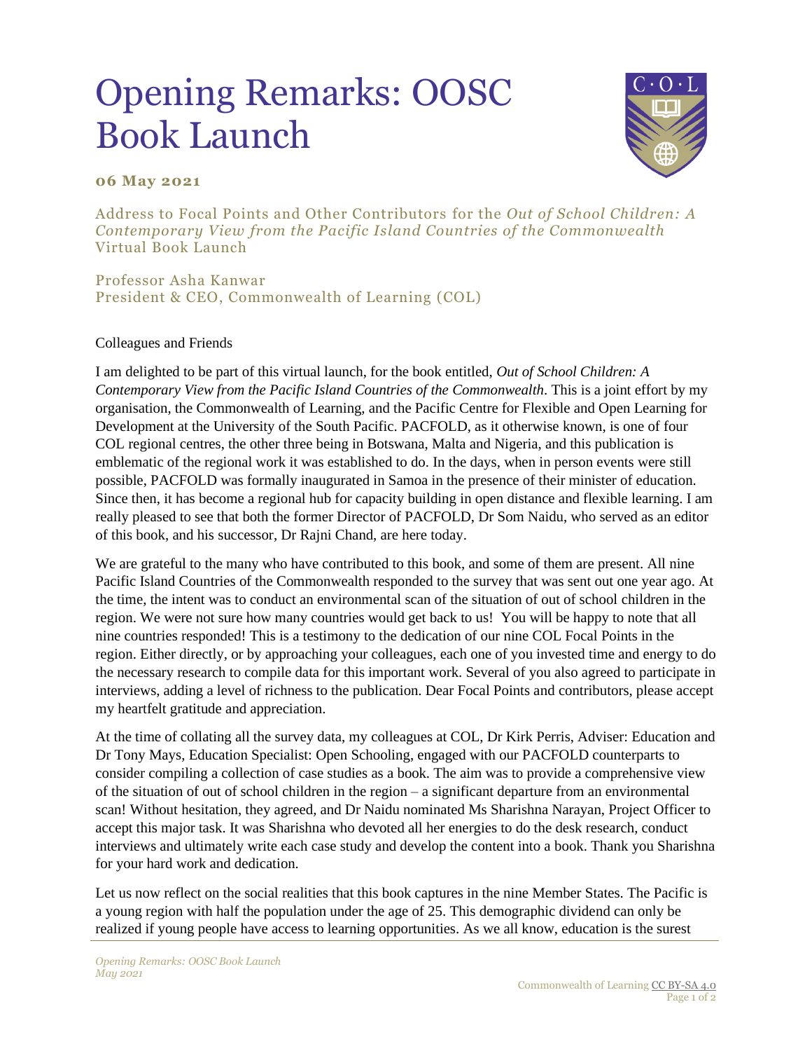# Opening Remarks: OOSC Book Launch

**06 May 2021**

Address to Focal Points and Other Contributors for the *Out of School Children: A Contemporary View from the Pacific Island Countries of the Commonwealth* Virtual Book Launch

Professor Asha Kanwar
President & CEO, Commonwealth of Learning (COL)

Colleagues and Friends

I am delighted to be part of this virtual launch, for the book entitled, *Out of School Children: A Contemporary View from the Pacific Island Countries of the Commonwealth*. This is a joint effort by my organisation, the Commonwealth of Learning, and the Pacific Centre for Flexible and Open Learning for Development at the University of the South Pacific. PACFOLD, as it otherwise known, is one of four COL regional centres, the other three being in Botswana, Malta and Nigeria, and this publication is emblematic of the regional work it was established to do. In the days, when in person events were still possible, PACFOLD was formally inaugurated in Samoa in the presence of their minister of education. Since then, it has become a regional hub for capacity building in open distance and flexible learning. I am really pleased to see that both the former Director of PACFOLD, Dr Som Naidu, who served as an editor of this book, and his successor, Dr Rajni Chand, are here today.

We are grateful to the many who have contributed to this book, and some of them are present. All nine Pacific Island Countries of the Commonwealth responded to the survey that was sent out one year ago. At the time, the intent was to conduct an environmental scan of the situation of out of school children in the region. We were not sure how many countries would get back to us! You will be happy to note that all nine countries responded! This is a testimony to the dedication of our nine COL Focal Points in the region. Either directly, or by approaching your colleagues, each one of you invested time and energy to do the necessary research to compile data for this important work. Several of you also agreed to participate in interviews, adding a level of richness to the publication. Dear Focal Points and contributors, please accept my heartfelt gratitude and appreciation.

At the time of collating all the survey data, my colleagues at COL, Dr Kirk Perris, Adviser: Education and Dr Tony Mays, Education Specialist: Open Schooling, engaged with our PACFOLD counterparts to consider compiling a collection of case studies as a book. The aim was to provide a comprehensive view of the situation of out of school children in the region – a significant departure from an environmental scan! Without hesitation, they agreed, and Dr Naidu nominated Ms Sharishna Narayan, Project Officer to accept this major task. It was Sharishna who devoted all her energies to do the desk research, conduct interviews and ultimately write each case study and develop the content into a book. Thank you Sharishna for your hard work and dedication.

Let us now reflect on the social realities that this book captures in the nine Member States. The Pacific is a young region with half the population under the age of 25. This demographic dividend can only be realized if young people have access to learning opportunities. As we all know, education is the surest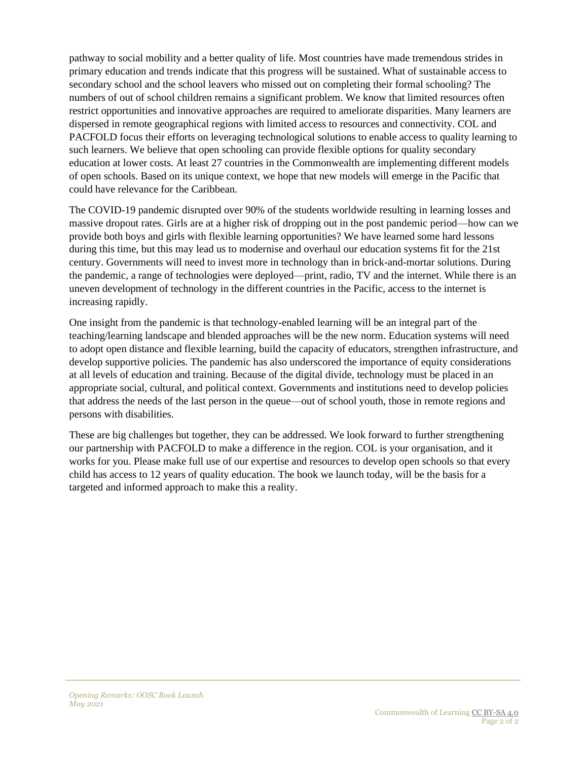pathway to social mobility and a better quality of life. Most countries have made tremendous strides in primary education and trends indicate that this progress will be sustained. What of sustainable access to secondary school and the school leavers who missed out on completing their formal schooling? The numbers of out of school children remains a significant problem. We know that limited resources often restrict opportunities and innovative approaches are required to ameliorate disparities. Many learners are dispersed in remote geographical regions with limited access to resources and connectivity. COL and PACFOLD focus their efforts on leveraging technological solutions to enable access to quality learning to such learners. We believe that open schooling can provide flexible options for quality secondary education at lower costs. At least 27 countries in the Commonwealth are implementing different models of open schools. Based on its unique context, we hope that new models will emerge in the Pacific that could have relevance for the Caribbean.

The COVID-19 pandemic disrupted over 90% of the students worldwide resulting in learning losses and massive dropout rates. Girls are at a higher risk of dropping out in the post pandemic period—how can we provide both boys and girls with flexible learning opportunities? We have learned some hard lessons during this time, but this may lead us to modernise and overhaul our education systems fit for the 21st century. Governments will need to invest more in technology than in brick-and-mortar solutions. During the pandemic, a range of technologies were deployed—print, radio, TV and the internet. While there is an uneven development of technology in the different countries in the Pacific, access to the internet is increasing rapidly.

One insight from the pandemic is that technology-enabled learning will be an integral part of the teaching/learning landscape and blended approaches will be the new norm. Education systems will need to adopt open distance and flexible learning, build the capacity of educators, strengthen infrastructure, and develop supportive policies. The pandemic has also underscored the importance of equity considerations at all levels of education and training. Because of the digital divide, technology must be placed in an appropriate social, cultural, and political context. Governments and institutions need to develop policies that address the needs of the last person in the queue—out of school youth, those in remote regions and persons with disabilities.

These are big challenges but together, they can be addressed. We look forward to further strengthening our partnership with PACFOLD to make a difference in the region. COL is your organisation, and it works for you. Please make full use of our expertise and resources to develop open schools so that every child has access to 12 years of quality education. The book we launch today, will be the basis for a targeted and informed approach to make this a reality.